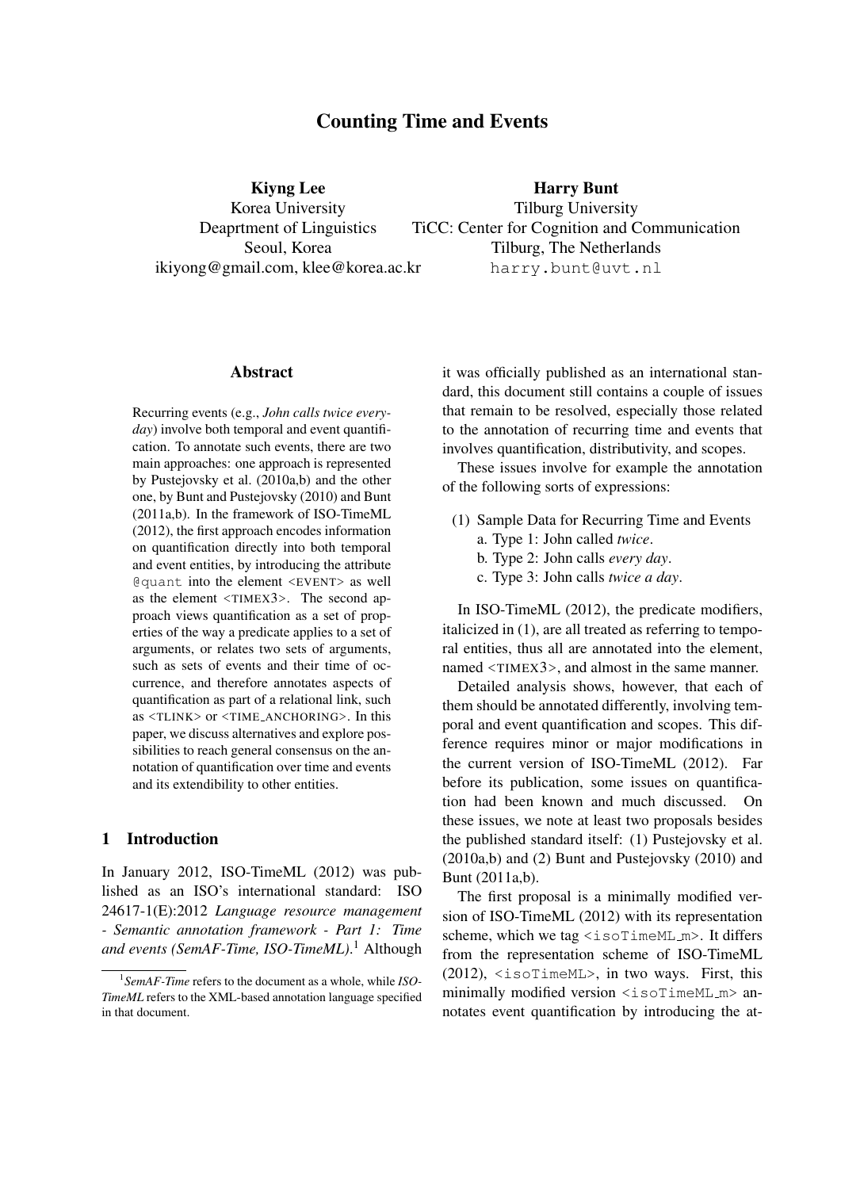# Counting Time and Events

**Kiyng Lee**
Korea University
Deaprtment of Linguistics
Seoul, Korea
ikiyong@gmail.com, klee@korea.ac.kr

**Harry Bunt**
Tilburg University
TiCC: Center for Cognition and Communication
Tilburg, The Netherlands
harry.bunt@uvt.nl

## Abstract

Recurring events (e.g., *John calls twice everyday*) involve both temporal and event quantification. To annotate such events, there are two main approaches: one approach is represented by Pustejovsky et al. (2010a,b) and the other one, by Bunt and Pustejovsky (2010) and Bunt (2011a,b). In the framework of ISO-TimeML (2012), the first approach encodes information on quantification directly into both temporal and event entities, by introducing the attribute `@quant` into the element <EVENT> as well as the element <TIMEX3>. The second approach views quantification as a set of properties of the way a predicate applies to a set of arguments, or relates two sets of arguments, such as sets of events and their time of occurrence, and therefore annotates aspects of quantification as part of a relational link, such as <TLINK> or <TIME_ANCHORING>. In this paper, we discuss alternatives and explore possibilities to reach general consensus on the annotation of quantification over time and events and its extendibility to other entities.

## 1 Introduction

In January 2012, ISO-TimeML (2012) was published as an ISO's international standard: ISO 24617-1(E):2012 *Language resource management - Semantic annotation framework - Part 1: Time and events (SemAF-Time, ISO-TimeML)*.[1] Although it was officially published as an international standard, this document still contains a couple of issues that remain to be resolved, especially those related to the annotation of recurring time and events that involves quantification, distributivity, and scopes.

These issues involve for example the annotation of the following sorts of expressions:

(1) Sample Data for Recurring Time and Events
  a. Type 1: John called *twice*.
  b. Type 2: John calls *every day*.
  c. Type 3: John calls *twice a day*.

In ISO-TimeML (2012), the predicate modifiers, italicized in (1), are all treated as referring to temporal entities, thus all are annotated into the element, named <TIMEX3>, and almost in the same manner.

Detailed analysis shows, however, that each of them should be annotated differently, involving temporal and event quantification and scopes. This difference requires minor or major modifications in the current version of ISO-TimeML (2012). Far before its publication, some issues on quantification had been known and much discussed. On these issues, we note at least two proposals besides the published standard itself: (1) Pustejovsky et al. (2010a,b) and (2) Bunt and Pustejovsky (2010) and Bunt (2011a,b).

The first proposal is a minimally modified version of ISO-TimeML (2012) with its representation scheme, which we tag `<isoTimeML_m>`. It differs from the representation scheme of ISO-TimeML (2012), `<isoTimeML>`, in two ways. First, this minimally modified version `<isoTimeML_m>` annotates event quantification by introducing the at-

[1] *SemAF-Time* refers to the document as a whole, while *ISO-TimeML* refers to the XML-based annotation language specified in that document.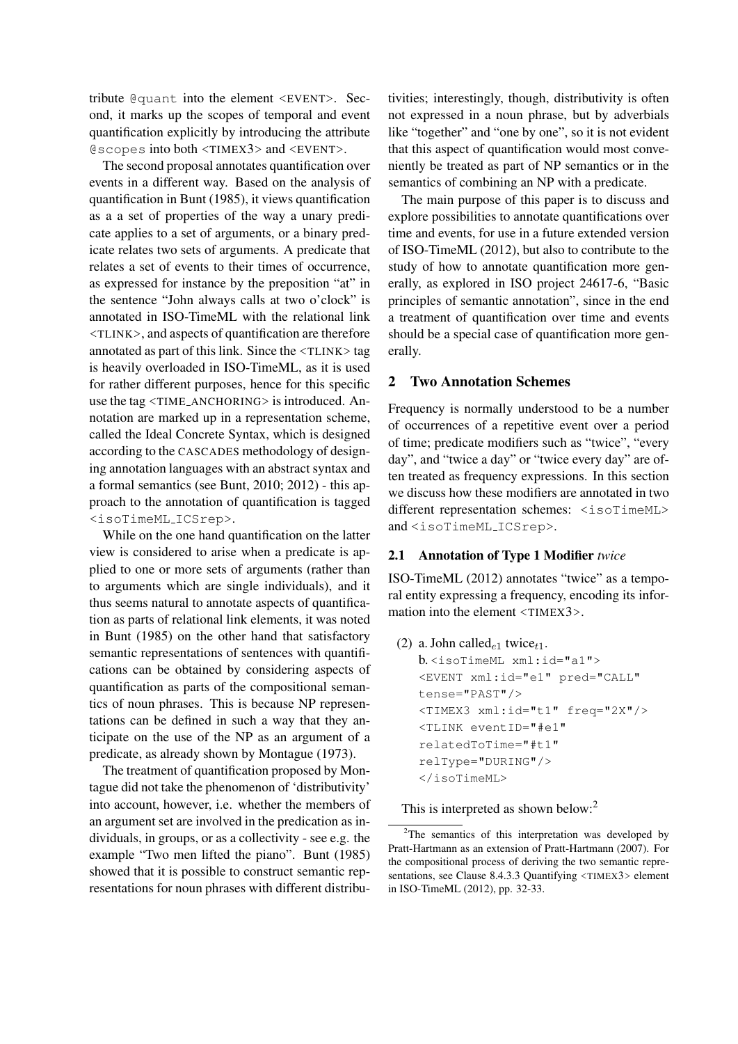tribute @quant into the element <EVENT>. Second, it marks up the scopes of temporal and event quantification explicitly by introducing the attribute @scopes into both <TIMEX3> and <EVENT>.

The second proposal annotates quantification over events in a different way. Based on the analysis of quantification in Bunt (1985), it views quantification as a a set of properties of the way a unary predicate applies to a set of arguments, or a binary predicate relates two sets of arguments. A predicate that relates a set of events to their times of occurrence, as expressed for instance by the preposition "at" in the sentence "John always calls at two o'clock" is annotated in ISO-TimeML with the relational link <TLINK>, and aspects of quantification are therefore annotated as part of this link. Since the <TLINK> tag is heavily overloaded in ISO-TimeML, as it is used for rather different purposes, hence for this specific use the tag <TIME_ANCHORING> is introduced. Annotation are marked up in a representation scheme, called the Ideal Concrete Syntax, which is designed according to the CASCADES methodology of designing annotation languages with an abstract syntax and a formal semantics (see Bunt, 2010; 2012) - this approach to the annotation of quantification is tagged <isoTimeML_ICSrep>.

While on the one hand quantification on the latter view is considered to arise when a predicate is applied to one or more sets of arguments (rather than to arguments which are single individuals), and it thus seems natural to annotate aspects of quantification as parts of relational link elements, it was noted in Bunt (1985) on the other hand that satisfactory semantic representations of sentences with quantifications can be obtained by considering aspects of quantification as parts of the compositional semantics of noun phrases. This is because NP representations can be defined in such a way that they anticipate on the use of the NP as an argument of a predicate, as already shown by Montague (1973).

The treatment of quantification proposed by Montague did not take the phenomenon of 'distributivity' into account, however, i.e. whether the members of an argument set are involved in the predication as individuals, in groups, or as a collectivity - see e.g. the example "Two men lifted the piano". Bunt (1985) showed that it is possible to construct semantic representations for noun phrases with different distributivities; interestingly, though, distributivity is often not expressed in a noun phrase, but by adverbials like "together" and "one by one", so it is not evident that this aspect of quantification would most conveniently be treated as part of NP semantics or in the semantics of combining an NP with a predicate.

The main purpose of this paper is to discuss and explore possibilities to annotate quantifications over time and events, for use in a future extended version of ISO-TimeML (2012), but also to contribute to the study of how to annotate quantification more generally, as explored in ISO project 24617-6, "Basic principles of semantic annotation", since in the end a treatment of quantification over time and events should be a special case of quantification more generally.

## 2 Two Annotation Schemes

Frequency is normally understood to be a number of occurrences of a repetitive event over a period of time; predicate modifiers such as "twice", "every day", and "twice a day" or "twice every day" are often treated as frequency expressions. In this section we discuss how these modifiers are annotated in two different representation schemes: <isoTimeML> and <isoTimeML_ICSrep>.

### 2.1 Annotation of Type 1 Modifier *twice*

ISO-TimeML (2012) annotates "twice" as a temporal entity expressing a frequency, encoding its information into the element <TIMEX3>.

(2) a. John called$_{e1}$ twice$_{t1}$.

b.
```
<isoTimeML xml:id="a1">
<EVENT xml:id="e1" pred="CALL"
tense="PAST"/>
<TIMEX3 xml:id="t1" freq="2X"/>
<TLINK eventID="#e1"
relatedToTime="#t1"
relType="DURING"/>
</isoTimeML>
```

This is interpreted as shown below:[2]

[2]The semantics of this interpretation was developed by Pratt-Hartmann as an extension of Pratt-Hartmann (2007). For the compositional process of deriving the two semantic representations, see Clause 8.4.3.3 Quantifying <TIMEX3> element in ISO-TimeML (2012), pp. 32-33.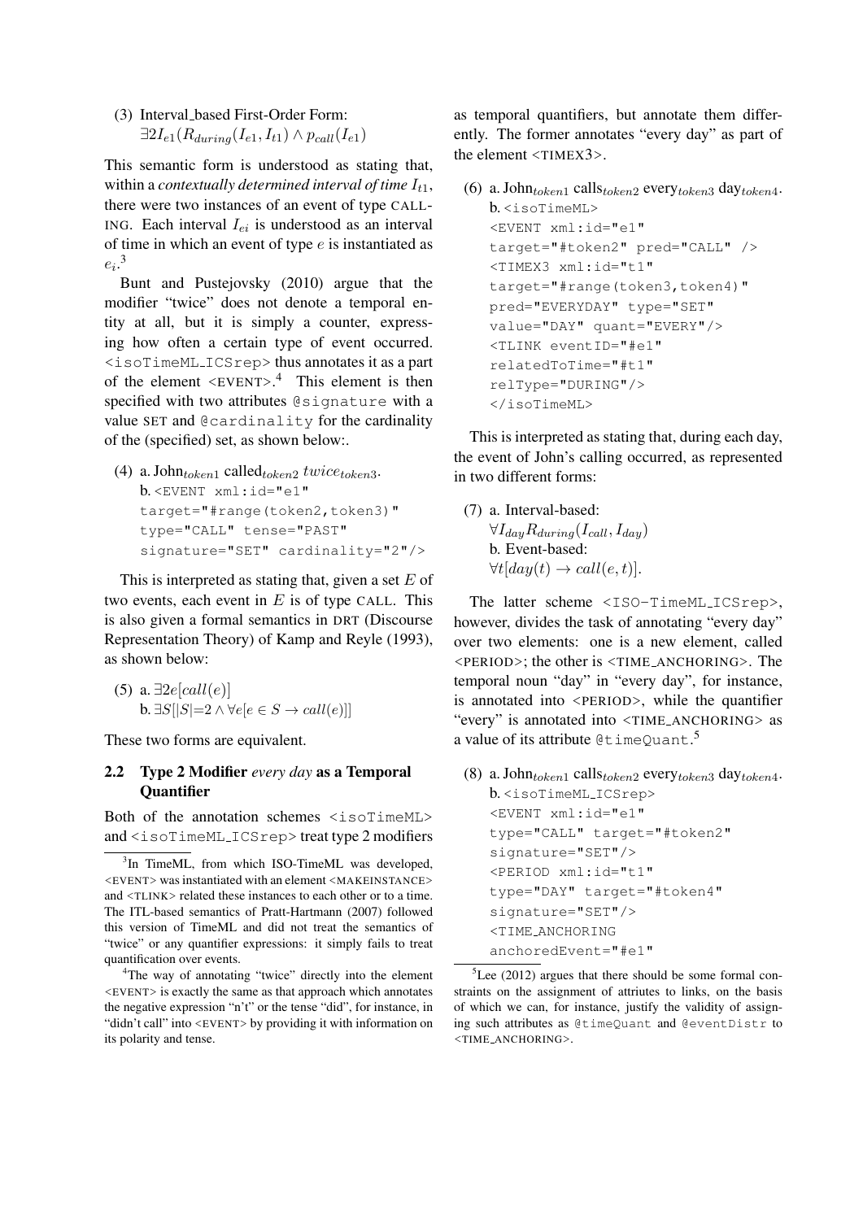(3) Interval_based First-Order Form:
$\exists 2 I_{e1}(R_{during}(I_{e1}, I_{t1}) \wedge p_{call}(I_{e1})$

This semantic form is understood as stating that, within a *contextually determined interval of time* $I_{t1}$, there were two instances of an event of type CALLING. Each interval $I_{ei}$ is understood as an interval of time in which an event of type $e$ is instantiated as $e_i$.[3]

Bunt and Pustejovsky (2010) argue that the modifier "twice" does not denote a temporal entity at all, but it is simply a counter, expressing how often a certain type of event occurred. <isoTimeML_ICSrep> thus annotates it as a part of the element <EVENT>.[4] This element is then specified with two attributes @signature with a value SET and @cardinality for the cardinality of the (specified) set, as shown below:.

(4) a. John$_{token1}$ called$_{token2}$ *twice*$_{token3}$.
b.
```
<EVENT xml:id="e1"
target="#range(token2,token3)"
type="CALL" tense="PAST"
signature="SET" cardinality="2"/>
```

This is interpreted as stating that, given a set $E$ of two events, each event in $E$ is of type CALL. This is also given a formal semantics in DRT (Discourse Representation Theory) of Kamp and Reyle (1993), as shown below:

(5) a. $\exists 2e[call(e)]$
b. $\exists S[|S|{=}2 \wedge \forall e[e \in S \rightarrow call(e)]]$

These two forms are equivalent.

## 2.2 Type 2 Modifier *every day* as a Temporal Quantifier

Both of the annotation schemes <isoTimeML> and <isoTimeML_ICSrep> treat type 2 modifiers as temporal quantifiers, but annotate them differently. The former annotates "every day" as part of the element <TIMEX3>.

(6) a. John$_{token1}$ calls$_{token2}$ every$_{token3}$ day$_{token4}$.
b.
```
<isoTimeML>
<EVENT xml:id="e1"
target="#token2" pred="CALL" />
<TIMEX3 xml:id="t1"
target="#range(token3,token4)"
pred="EVERYDAY" type="SET"
value="DAY" quant="EVERY"/>
<TLINK eventID="#e1"
relatedToTime="#t1"
relType="DURING"/>
</isoTimeML>
```

This is interpreted as stating that, during each day, the event of John's calling occurred, as represented in two different forms:

(7) a. Interval-based:
$\forall I_{day} R_{during}(I_{call}, I_{day})$
b. Event-based:
$\forall t[day(t) \rightarrow call(e, t)]$.

The latter scheme <ISO-TimeML_ICSrep>, however, divides the task of annotating "every day" over two elements: one is a new element, called <PERIOD>; the other is <TIME_ANCHORING>. The temporal noun "day" in "every day", for instance, is annotated into <PERIOD>, while the quantifier "every" is annotated into <TIME_ANCHORING> as a value of its attribute @timeQuant.[5]

(8) a. John$_{token1}$ calls$_{token2}$ every$_{token3}$ day$_{token4}$.
b.
```
<isoTimeML_ICSrep>
<EVENT xml:id="e1"
type="CALL" target="#token2"
signature="SET"/>
<PERIOD xml:id="t1"
type="DAY" target="#token4"
signature="SET"/>
<TIME_ANCHORING
anchoredEvent="#e1"
```

[3] In TimeML, from which ISO-TimeML was developed, <EVENT> was instantiated with an element <MAKEINSTANCE> and <TLINK> related these instances to each other or to a time. The ITL-based semantics of Pratt-Hartmann (2007) followed this version of TimeML and did not treat the semantics of "twice" or any quantifier expressions: it simply fails to treat quantification over events.

[4] The way of annotating "twice" directly into the element <EVENT> is exactly the same as that approach which annotates the negative expression "n't" or the tense "did", for instance, in "didn't call" into <EVENT> by providing it with information on its polarity and tense.

[5] Lee (2012) argues that there should be some formal constraints on the assignment of attriutes to links, on the basis of which we can, for instance, justify the validity of assigning such attributes as @timeQuant and @eventDistr to <TIME_ANCHORING>.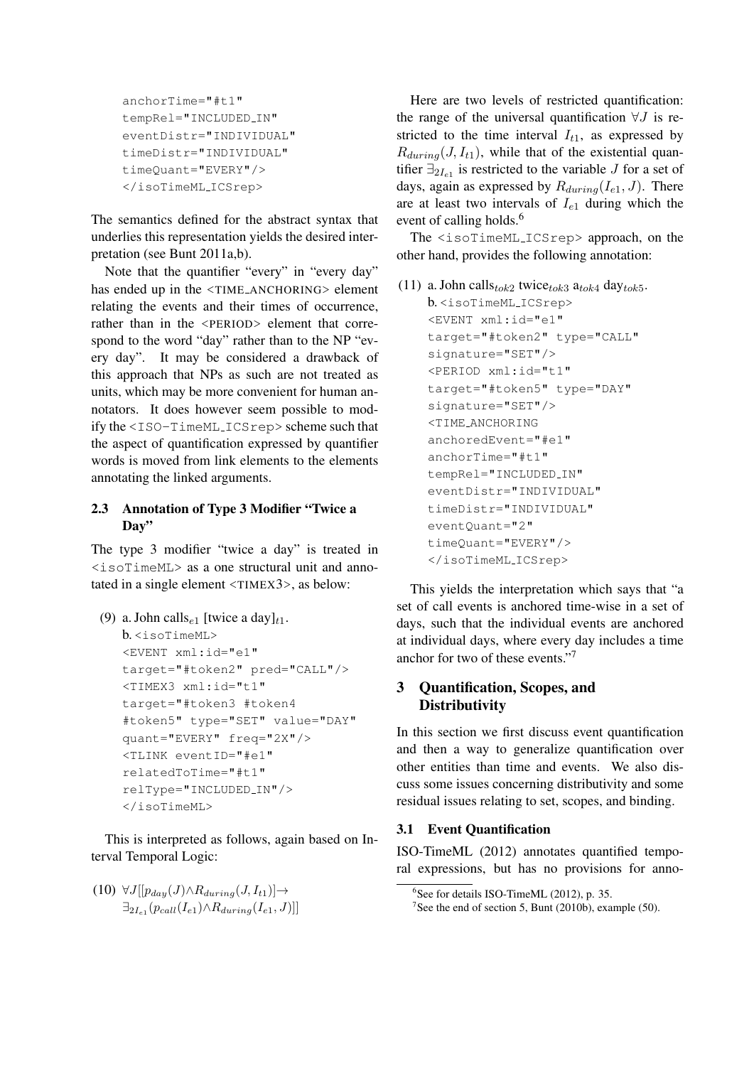```
anchorTime="#t1"
tempRel="INCLUDED_IN"
eventDistr="INDIVIDUAL"
timeDistr="INDIVIDUAL"
timeQuant="EVERY"/>
</isoTimeML_ICSrep>
```

The semantics defined for the abstract syntax that underlies this representation yields the desired interpretation (see Bunt 2011a,b).

Note that the quantifier "every" in "every day" has ended up in the <TIME_ANCHORING> element relating the events and their times of occurrence, rather than in the <PERIOD> element that correspond to the word "day" rather than to the NP "every day". It may be considered a drawback of this approach that NPs as such are not treated as units, which may be more convenient for human annotators. It does however seem possible to modify the <ISO-TimeML_ICSrep> scheme such that the aspect of quantification expressed by quantifier words is moved from link elements to the elements annotating the linked arguments.

### 2.3 Annotation of Type 3 Modifier "Twice a Day"

The type 3 modifier "twice a day" is treated in <isoTimeML> as a one structural unit and annotated in a single element <TIMEX3>, as below:

(9) a. John calls$_{e1}$ [twice a day]$_{t1}$.

b.
```
<isoTimeML>
<EVENT xml:id="e1"
target="#token2" pred="CALL"/>
<TIMEX3 xml:id="t1"
target="#token3 #token4
#token5" type="SET" value="DAY"
quant="EVERY" freq="2X"/>
<TLINK eventID="#e1"
relatedToTime="#t1"
relType="INCLUDED_IN"/>
</isoTimeML>
```

This is interpreted as follows, again based on Interval Temporal Logic:

(10) $\forall J[[p_{day}(J) \wedge R_{during}(J, I_{t1})] \rightarrow \exists_{2I_{e1}}(p_{call}(I_{e1}) \wedge R_{during}(I_{e1}, J))]]$

Here are two levels of restricted quantification: the range of the universal quantification $\forall J$ is restricted to the time interval $I_{t1}$, as expressed by $R_{during}(J, I_{t1})$, while that of the existential quantifier $\exists_{2I_{e1}}$ is restricted to the variable $J$ for a set of days, again as expressed by $R_{during}(I_{e1}, J)$. There are at least two intervals of $I_{e1}$ during which the event of calling holds.[6]

The <isoTimeML_ICSrep> approach, on the other hand, provides the following annotation:

(11) a. John calls$_{tok2}$ twice$_{tok3}$ a$_{tok4}$ day$_{tok5}$.

b.
```
<isoTimeML_ICSrep>
<EVENT xml:id="e1"
target="#token2" type="CALL"
signature="SET"/>
<PERIOD xml:id="t1"
target="#token5" type="DAY"
signature="SET"/>
<TIME_ANCHORING
anchoredEvent="#e1"
anchorTime="#t1"
tempRel="INCLUDED_IN"
eventDistr="INDIVIDUAL"
timeDistr="INDIVIDUAL"
eventQuant="2"
timeQuant="EVERY"/>
</isoTimeML_ICSrep>
```

This yields the interpretation which says that "a set of call events is anchored time-wise in a set of days, such that the individual events are anchored at individual days, where every day includes a time anchor for two of these events."[7]

## 3 Quantification, Scopes, and Distributivity

In this section we first discuss event quantification and then a way to generalize quantification over other entities than time and events. We also discuss some issues concerning distributivity and some residual issues relating to set, scopes, and binding.

### 3.1 Event Quantification

ISO-TimeML (2012) annotates quantified temporal expressions, but has no provisions for anno-

[6] See for details ISO-TimeML (2012), p. 35.

[7] See the end of section 5, Bunt (2010b), example (50).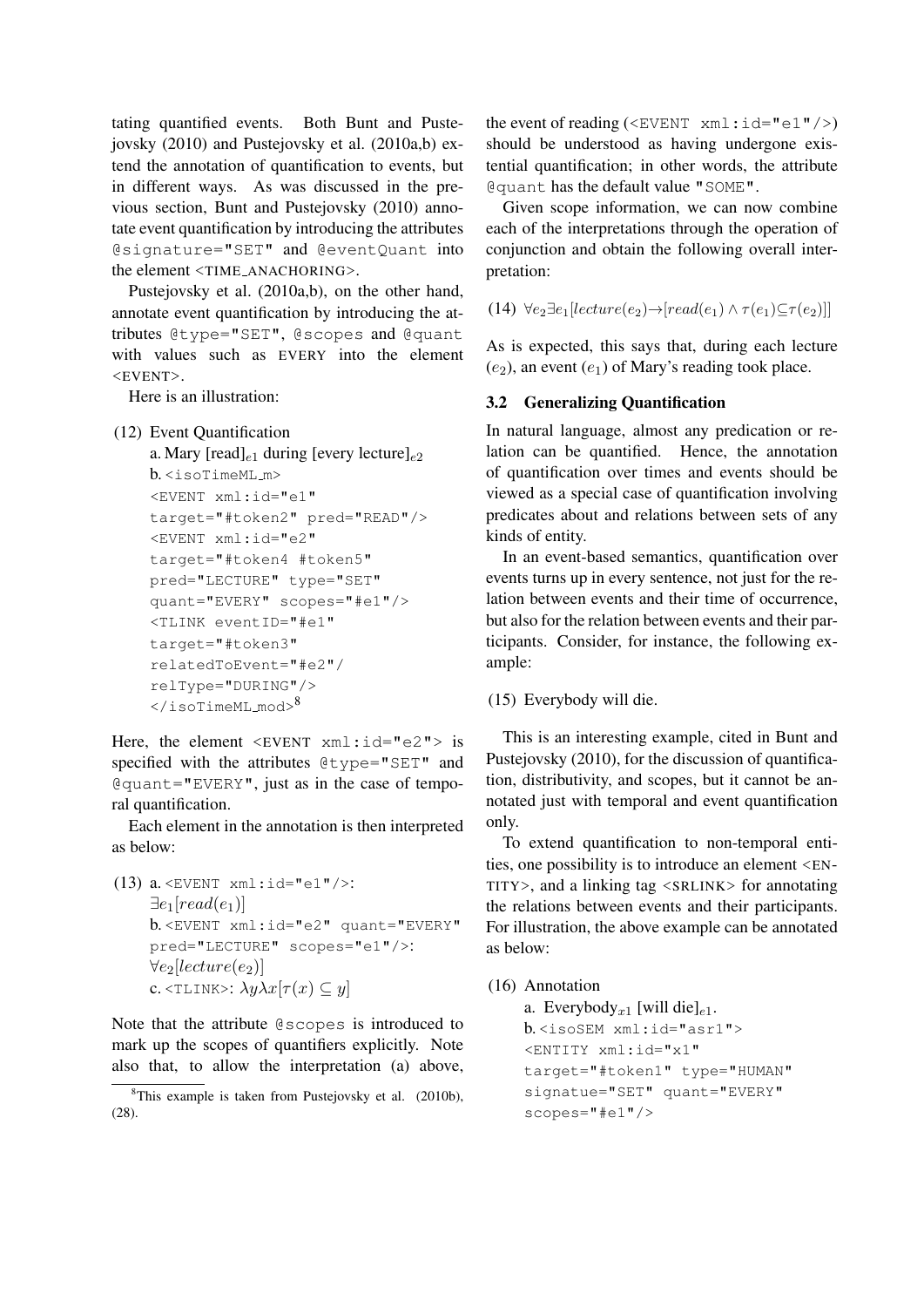tating quantified events. Both Bunt and Pustejovsky (2010) and Pustejovsky et al. (2010a,b) extend the annotation of quantification to events, but in different ways. As was discussed in the previous section, Bunt and Pustejovsky (2010) annotate event quantification by introducing the attributes `@signature="SET"` and `@eventQuant` into the element <TIME_ANACHORING>.

Pustejovsky et al. (2010a,b), on the other hand, annotate event quantification by introducing the attributes `@type="SET"`, `@scopes` and `@quant` with values such as EVERY into the element <EVENT>.

Here is an illustration:

(12) Event Quantification

a. Mary [read]$_{e1}$ during [every lecture]$_{e2}$

b.
```
<isoTimeML_m>
<EVENT xml:id="e1"
target="#token2" pred="READ"/>
<EVENT xml:id="e2"
target="#token4 #token5"
pred="LECTURE" type="SET"
quant="EVERY" scopes="#e1"/>
<TLINK eventID="#e1"
target="#token3"
relatedToEvent="#e2"/
relType="DURING"/>
</isoTimeML_mod>
```
[8]

Here, the element `<EVENT xml:id="e2">` is specified with the attributes `@type="SET"` and `@quant="EVERY"`, just as in the case of temporal quantification.

Each element in the annotation is then interpreted as below:

(13) a. `<EVENT xml:id="e1"/>`:
$\exists e_1[read(e_1)]$

b. `<EVENT xml:id="e2" quant="EVERY" pred="LECTURE" scopes="e1"/>`:
$\forall e_2[lecture(e_2)]$

c. `<TLINK>`: $\lambda y \lambda x[\tau(x) \subseteq y]$

Note that the attribute `@scopes` is introduced to mark up the scopes of quantifiers explicitly. Note also that, to allow the interpretation (a) above, the event of reading (`<EVENT xml:id="e1"/>`) should be understood as having undergone existential quantification; in other words, the attribute `@quant` has the default value `"SOME"`.

Given scope information, we can now combine each of the interpretations through the operation of conjunction and obtain the following overall interpretation:

(14) $\forall e_2 \exists e_1[lecture(e_2) \rightarrow [read(e_1) \wedge \tau(e_1) \subseteq \tau(e_2)]]$

As is expected, this says that, during each lecture ($e_2$), an event ($e_1$) of Mary's reading took place.

### 3.2 Generalizing Quantification

In natural language, almost any predication or relation can be quantified. Hence, the annotation of quantification over times and events should be viewed as a special case of quantification involving predicates about and relations between sets of any kinds of entity.

In an event-based semantics, quantification over events turns up in every sentence, not just for the relation between events and their time of occurrence, but also for the relation between events and their participants. Consider, for instance, the following example:

(15) Everybody will die.

This is an interesting example, cited in Bunt and Pustejovsky (2010), for the discussion of quantification, distributivity, and scopes, but it cannot be annotated just with temporal and event quantification only.

To extend quantification to non-temporal entities, one possibility is to introduce an element <ENTITY>, and a linking tag <SRLINK> for annotating the relations between events and their participants. For illustration, the above example can be annotated as below:

(16) Annotation

a. Everybody$_{x1}$ [will die]$_{e1}$.

b.
```
<isoSEM xml:id="asr1">
<ENTITY xml:id="x1"
target="#token1" type="HUMAN"
signatue="SET" quant="EVERY"
scopes="#e1"/>
```

[8] This example is taken from Pustejovsky et al. (2010b), (28).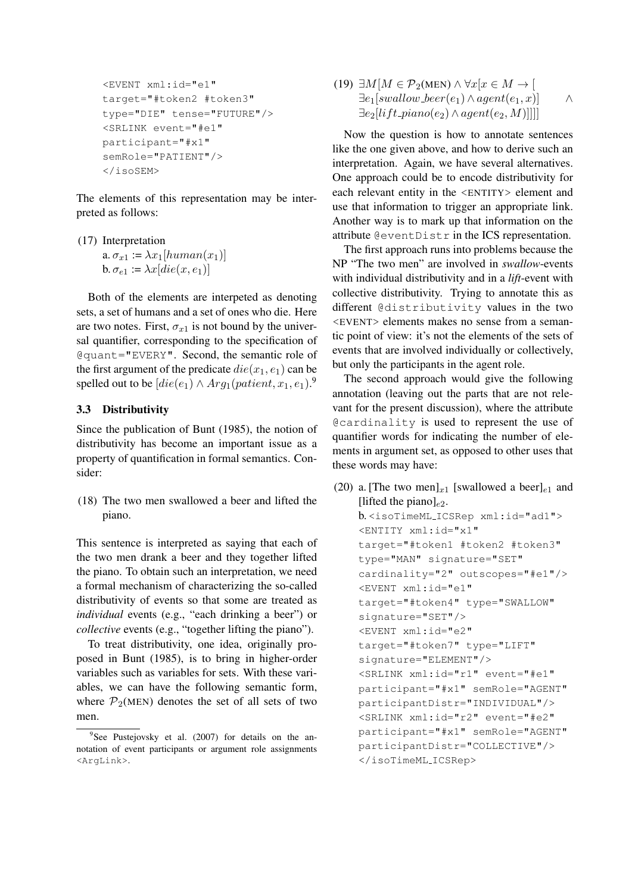```
<EVENT xml:id="e1"
target="#token2 #token3"
type="DIE" tense="FUTURE"/>
<SRLINK event="#e1"
participant="#x1"
semRole="PATIENT"/>
</isoSEM>
```

The elements of this representation may be interpreted as follows:

(17) Interpretation
a. $\sigma_{x1} := \lambda x_1[human(x_1)]$
b. $\sigma_{e1} := \lambda x[die(x, e_1)]$

Both of the elements are interpeted as denoting sets, a set of humans and a set of ones who die. Here are two notes. First, $\sigma_{x1}$ is not bound by the universal quantifier, corresponding to the specification of `@quant="EVERY"`. Second, the semantic role of the first argument of the predicate $die(x_1, e_1)$ can be spelled out to be $[die(e_1) \wedge Arg_1(patient, x_1, e_1)$.[9]

### 3.3 Distributivity

Since the publication of Bunt (1985), the notion of distributivity has become an important issue as a property of quantification in formal semantics. Consider:

(18) The two men swallowed a beer and lifted the piano.

This sentence is interpreted as saying that each of the two men drank a beer and they together lifted the piano. To obtain such an interpretation, we need a formal mechanism of characterizing the so-called distributivity of events so that some are treated as *individual* events (e.g., "each drinking a beer") or *collective* events (e.g., "together lifting the piano").

To treat distributivity, one idea, originally proposed in Bunt (1985), is to bring in higher-order variables such as variables for sets. With these variables, we can have the following semantic form, where $\mathcal{P}_2$(MEN) denotes the set of all sets of two men.

(19) $\exists M[M \in \mathcal{P}_2(\text{MEN}) \wedge \forall x[x \in M \rightarrow [\exists e_1[swallow\_beer(e_1) \wedge agent(e_1, x)] \wedge \exists e_2[lift\_piano(e_2) \wedge agent(e_2, M)]]]]$

Now the question is how to annotate sentences like the one given above, and how to derive such an interpretation. Again, we have several alternatives. One approach could be to encode distributivity for each relevant entity in the <ENTITY> element and use that information to trigger an appropriate link. Another way is to mark up that information on the attribute `@eventDistr` in the ICS representation.

The first approach runs into problems because the NP "The two men" are involved in *swallow*-events with individual distributivity and in a *lift*-event with collective distributivity. Trying to annotate this as different `@distributivity` values in the two <EVENT> elements makes no sense from a semantic point of view: it's not the elements of the sets of events that are involved individually or collectively, but only the participants in the agent role.

The second approach would give the following annotation (leaving out the parts that are not relevant for the present discussion), where the attribute `@cardinality` is used to represent the use of quantifier words for indicating the number of elements in argument set, as opposed to other uses that these words may have:

(20) a. [The two men]$_{x1}$ [swallowed a beer]$_{e1}$ and [lifted the piano]$_{e2}$.
b.
```
<isoTimeML_ICSRep xml:id="ad1">
<ENTITY xml:id="x1"
target="#token1 #token2 #token3"
type="MAN" signature="SET"
cardinality="2" outscopes="#e1"/>
<EVENT xml:id="e1"
target="#token4" type="SWALLOW"
signature="SET"/>
<EVENT xml:id="e2"
target="#token7" type="LIFT"
signature="ELEMENT"/>
<SRLINK xml:id="r1" event="#e1"
participant="#x1" semRole="AGENT"
participantDistr="INDIVIDUAL"/>
<SRLINK xml:id="r2" event="#e2"
participant="#x1" semRole="AGENT"
participantDistr="COLLECTIVE"/>
</isoTimeML_ICSRep>
```

[9] See Pustejovsky et al. (2007) for details on the annotation of event participants or argument role assignments <ArgLink>.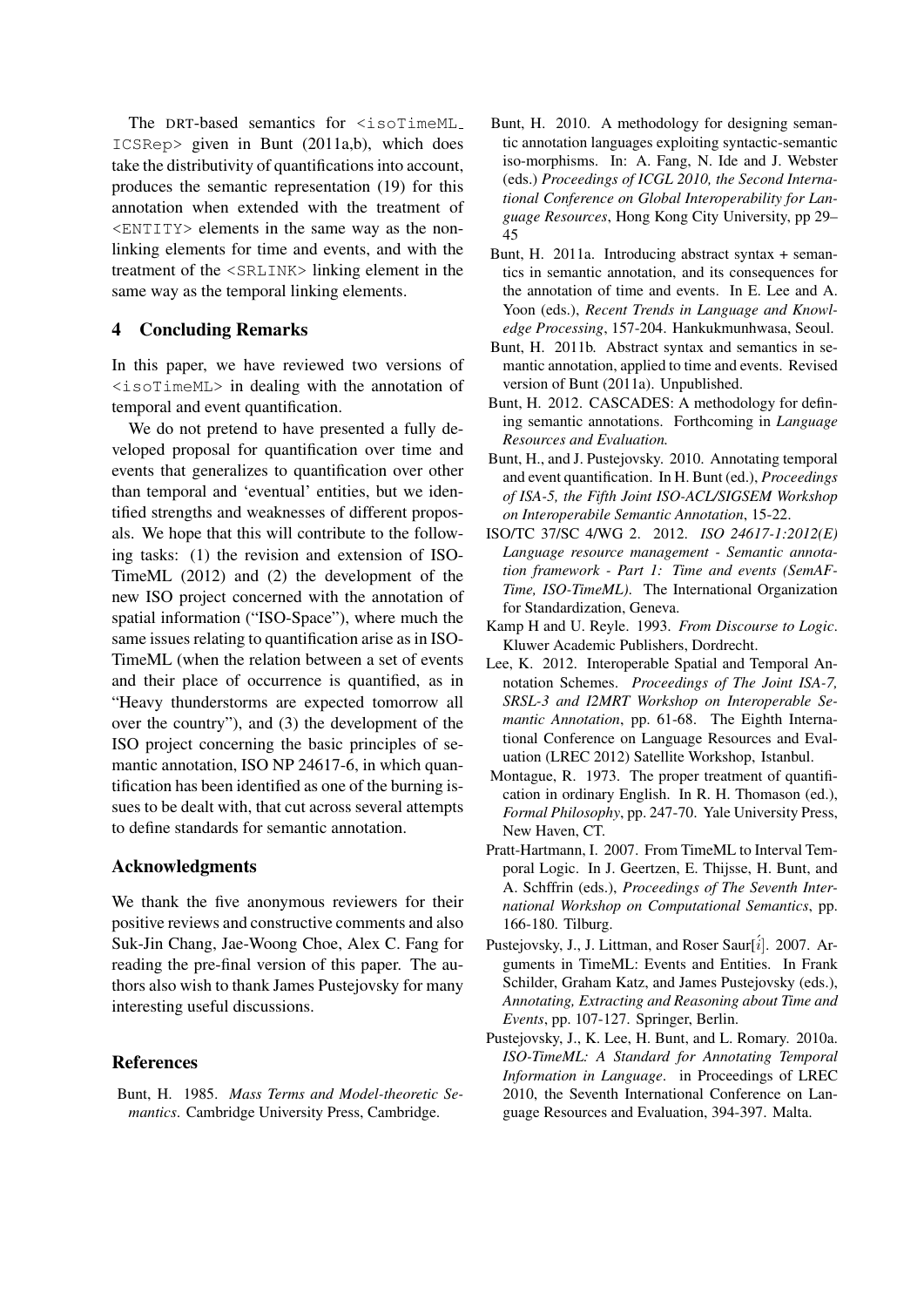The DRT-based semantics for <isoTimeML_ICSRep> given in Bunt (2011a,b), which does take the distributivity of quantifications into account, produces the semantic representation (19) for this annotation when extended with the treatment of <ENTITY> elements in the same way as the non-linking elements for time and events, and with the treatment of the <SRLINK> linking element in the same way as the temporal linking elements.

## 4 Concluding Remarks

In this paper, we have reviewed two versions of <isoTimeML> in dealing with the annotation of temporal and event quantification.

We do not pretend to have presented a fully developed proposal for quantification over time and events that generalizes to quantification over other than temporal and 'eventual' entities, but we identified strengths and weaknesses of different proposals. We hope that this will contribute to the following tasks: (1) the revision and extension of ISO-TimeML (2012) and (2) the development of the new ISO project concerned with the annotation of spatial information ("ISO-Space"), where much the same issues relating to quantification arise as in ISO-TimeML (when the relation between a set of events and their place of occurrence is quantified, as in "Heavy thunderstorms are expected tomorrow all over the country"), and (3) the development of the ISO project concerning the basic principles of semantic annotation, ISO NP 24617-6, in which quantification has been identified as one of the burning issues to be dealt with, that cut across several attempts to define standards for semantic annotation.

## Acknowledgments

We thank the five anonymous reviewers for their positive reviews and constructive comments and also Suk-Jin Chang, Jae-Woong Choe, Alex C. Fang for reading the pre-final version of this paper. The authors also wish to thank James Pustejovsky for many interesting useful discussions.

## References

Bunt, H. 1985. *Mass Terms and Model-theoretic Semantics*. Cambridge University Press, Cambridge.

Bunt, H. 2010. A methodology for designing semantic annotation languages exploiting syntactic-semantic iso-morphisms. In: A. Fang, N. Ide and J. Webster (eds.) *Proceedings of ICGL 2010, the Second International Conference on Global Interoperability for Language Resources*, Hong Kong City University, pp 29–45

Bunt, H. 2011a. Introducing abstract syntax + semantics in semantic annotation, and its consequences for the annotation of time and events. In E. Lee and A. Yoon (eds.), *Recent Trends in Language and Knowledge Processing*, 157-204. Hankukmunhwasa, Seoul.

Bunt, H. 2011b. Abstract syntax and semantics in semantic annotation, applied to time and events. Revised version of Bunt (2011a). Unpublished.

Bunt, H. 2012. CASCADES: A methodology for defining semantic annotations. Forthcoming in *Language Resources and Evaluation.*

Bunt, H., and J. Pustejovsky. 2010. Annotating temporal and event quantification. In H. Bunt (ed.), *Proceedings of ISA-5, the Fifth Joint ISO-ACL/SIGSEM Workshop on Interoperabile Semantic Annotation*, 15-22.

ISO/TC 37/SC 4/WG 2. 2012. *ISO 24617-1:2012(E) Language resource management - Semantic annotation framework - Part 1: Time and events (SemAF-Time, ISO-TimeML)*. The International Organization for Standardization, Geneva.

Kamp H and U. Reyle. 1993. *From Discourse to Logic*. Kluwer Academic Publishers, Dordrecht.

Lee, K. 2012. Interoperable Spatial and Temporal Annotation Schemes. *Proceedings of The Joint ISA-7, SRSL-3 and I2MRT Workshop on Interoperable Semantic Annotation*, pp. 61-68. The Eighth International Conference on Language Resources and Evaluation (LREC 2012) Satellite Workshop, Istanbul.

Montague, R. 1973. The proper treatment of quantification in ordinary English. In R. H. Thomason (ed.), *Formal Philosophy*, pp. 247-70. Yale University Press, New Haven, CT.

Pratt-Hartmann, I. 2007. From TimeML to Interval Temporal Logic. In J. Geertzen, E. Thijsse, H. Bunt, and A. Schffrin (eds.), *Proceedings of The Seventh International Workshop on Computational Semantics*, pp. 166-180. Tilburg.

Pustejovsky, J., J. Littman, and Roser Saur[í]. 2007. Arguments in TimeML: Events and Entities. In Frank Schilder, Graham Katz, and James Pustejovsky (eds.), *Annotating, Extracting and Reasoning about Time and Events*, pp. 107-127. Springer, Berlin.

Pustejovsky, J., K. Lee, H. Bunt, and L. Romary. 2010a. *ISO-TimeML: A Standard for Annotating Temporal Information in Language*. in Proceedings of LREC 2010, the Seventh International Conference on Language Resources and Evaluation, 394-397. Malta.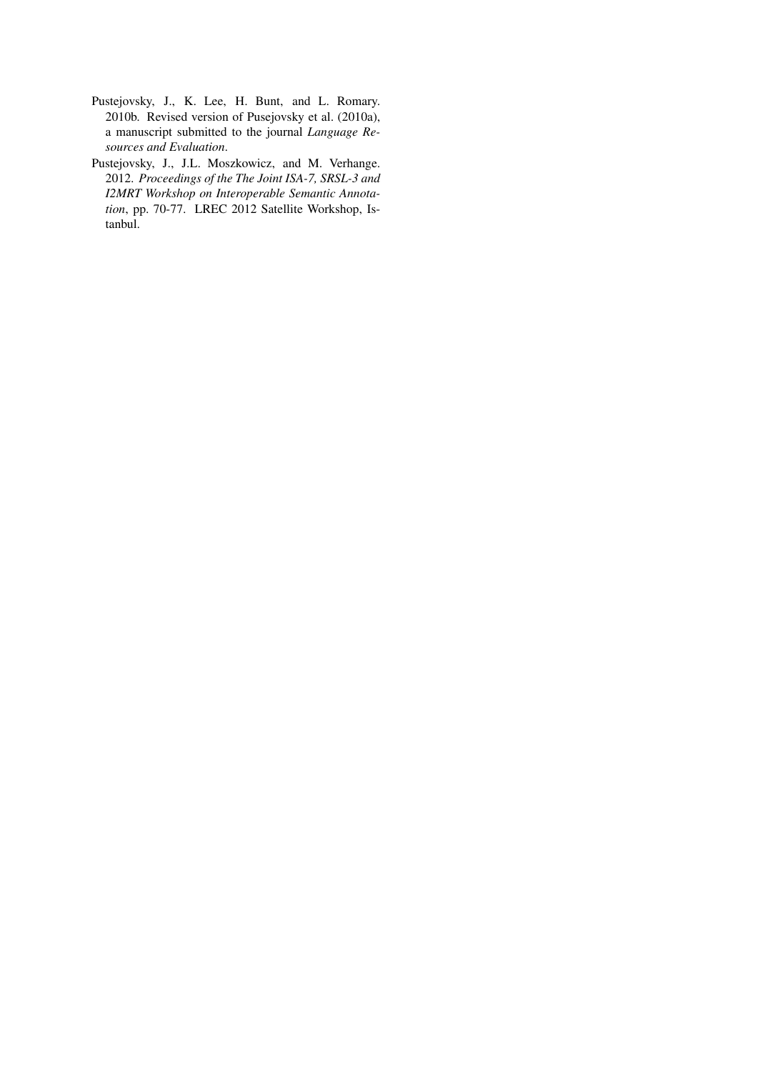Pustejovsky, J., K. Lee, H. Bunt, and L. Romary. 2010b. Revised version of Pusejovsky et al. (2010a), a manuscript submitted to the journal *Language Resources and Evaluation*.

Pustejovsky, J., J.L. Moszkowicz, and M. Verhange. 2012. *Proceedings of the The Joint ISA-7, SRSL-3 and I2MRT Workshop on Interoperable Semantic Annotation*, pp. 70-77. LREC 2012 Satellite Workshop, Istanbul.